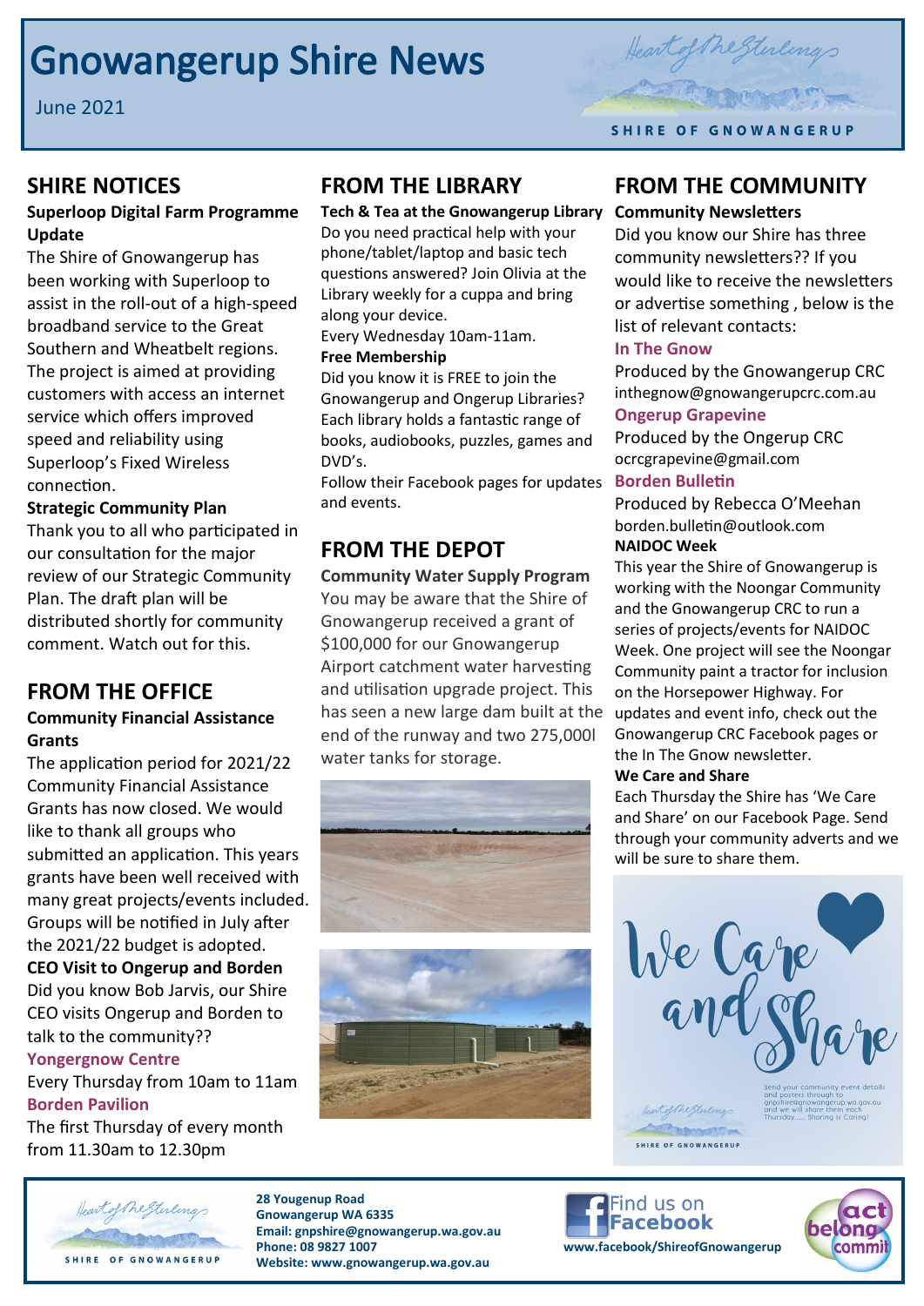# Gnowangerup Shire News

June 2021

## SHIRE NOTICES

**Superloop Digital Farm Programme Update**

The Shire of Gnowangerup has been working with Superloop to assist in the roll-out of a high-speed broadband service to the Great Southern and Wheatbelt regions. The project is aimed at providing customers with access an internet service which offers improved speed and reliability using Superloop's Fixed Wireless connection.

**Strategic Community Plan**

Thank you to all who participated in our consultation for the major review of our Strategic Community Plan. The draft plan will be distributed shortly for community comment. Watch out for this.

## FROM THE OFFICE

**Community Financial Assistance Grants**

The application period for 2021/22 Community Financial Assistance Grants has now closed. We would like to thank all groups who submitted an application. This years grants have been well received with many great projects/events included. Groups will be notified in July after the 2021/22 budget is adopted.

**CEO Visit to Ongerup and Borden**

Did you know Bob Jarvis, our Shire CEO visits Ongerup and Borden to talk to the community??

**Yongergnow Centre**

Every Thursday from 10am to 11am

**Borden Pavilion**

The first Thursday of every month from 11.30am to 12.30pm

## FROM THE LIBRARY

**Tech & Tea at the Gnowangerup Library**

Do you need practical help with your phone/tablet/laptop and basic tech questions answered? Join Olivia at the Library weekly for a cuppa and bring along your device.

Every Wednesday 10am-11am.

**Free Membership**

Did you know it is FREE to join the Gnowangerup and Ongerup Libraries? Each library holds a fantastic range of books, audiobooks, puzzles, games and DVD's.

Follow their Facebook pages for updates and events.

## FROM THE DEPOT

**Community Water Supply Program**

You may be aware that the Shire of Gnowangerup received a grant of $100,000 for our Gnowangerup Airport catchment water harvesting and utilisation upgrade project. This has seen a new large dam built at the end of the runway and two 275,000l water tanks for storage.

## FROM THE COMMUNITY

**Community Newsletters**

Did you know our Shire has three community newsletters?? If you would like to receive the newsletters or advertise something , below is the list of relevant contacts:

**In The Gnow**

Produced by the Gnowangerup CRC
inthegnow@gnowangerupcrc.com.au

**Ongerup Grapevine**

Produced by the Ongerup CRC
ocrcgrapevine@gmail.com

**Borden Bulletin**

Produced by Rebecca O'Meehan
borden.bulletin@outlook.com

**NAIDOC Week**

This year the Shire of Gnowangerup is working with the Noongar Community and the Gnowangerup CRC to run a series of projects/events for NAIDOC Week. One project will see the Noongar Community paint a tractor for inclusion on the Horsepower Highway. For updates and event info, check out the Gnowangerup CRC Facebook pages or the In The Gnow newsletter.

**We Care and Share**

Each Thursday the Shire has 'We Care and Share' on our Facebook Page. Send through your community adverts and we will be sure to share them.

We Care and Share

Send your community event details and posters through to gnpshire@gnowangerup.wa.gov.au and we will share them each Thursday...... Sharing is Caring!

---

28 Yougenup Road
Gnowangerup WA 6335
Email: gnpshire@gnowangerup.wa.gov.au
Phone: 08 9827 1007
Website: www.gnowangerup.wa.gov.au

Find us on Facebook
www.facebook/ShireofGnowangerup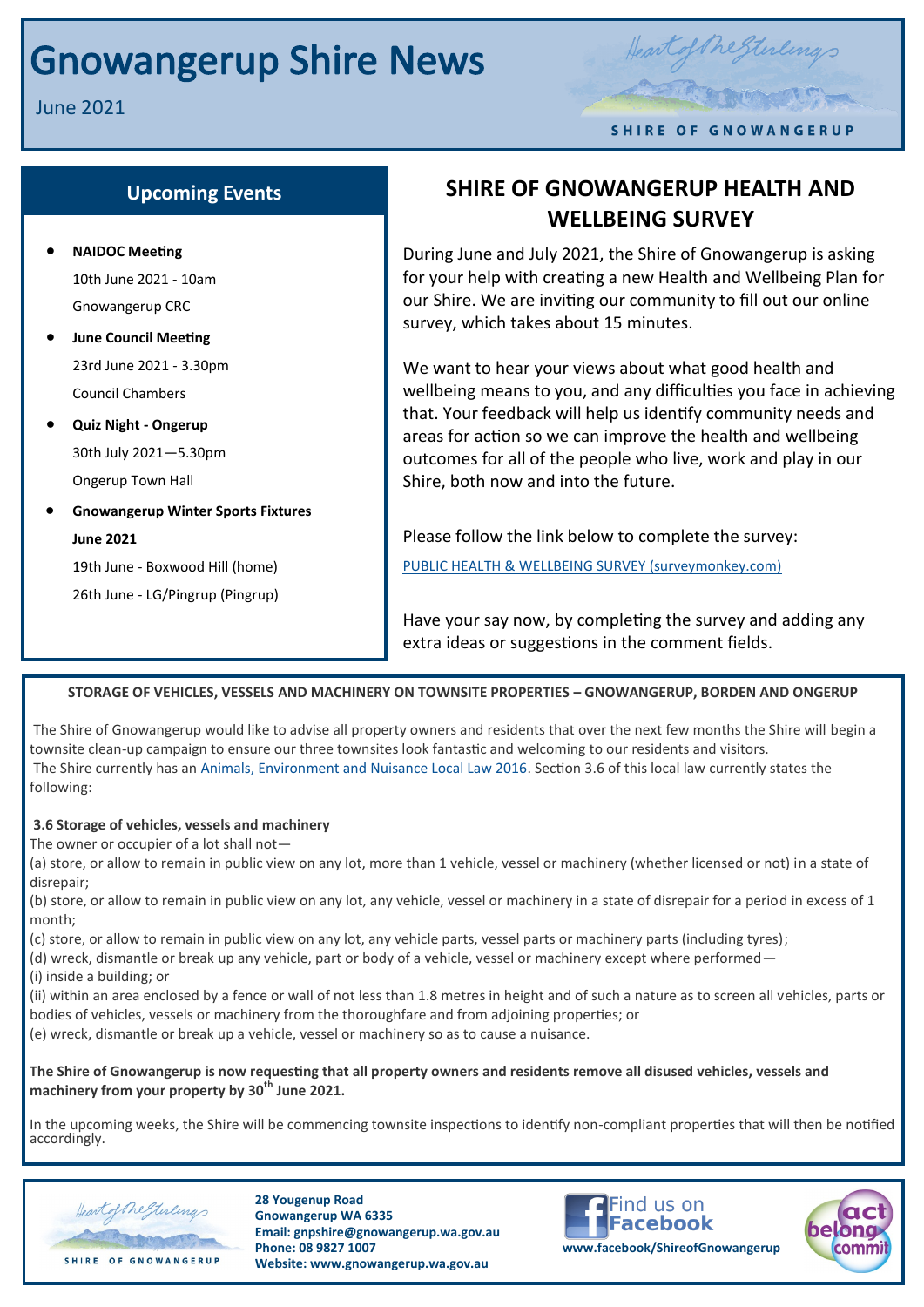# Gnowangerup Shire News

June 2021

SHIRE OF GNOWANGERUP

## Upcoming Events

- **NAIDOC Meeting**
  10th June 2021 - 10am
  Gnowangerup CRC
- **June Council Meeting**
  23rd June 2021 - 3.30pm
  Council Chambers
- **Quiz Night - Ongerup**
  30th July 2021—5.30pm
  Ongerup Town Hall
- **Gnowangerup Winter Sports Fixtures June 2021**
  19th June - Boxwood Hill (home)
  26th June - LG/Pingrup (Pingrup)

## SHIRE OF GNOWANGERUP HEALTH AND WELLBEING SURVEY

During June and July 2021, the Shire of Gnowangerup is asking for your help with creating a new Health and Wellbeing Plan for our Shire. We are inviting our community to fill out our online survey, which takes about 15 minutes.

We want to hear your views about what good health and wellbeing means to you, and any difficulties you face in achieving that. Your feedback will help us identify community needs and areas for action so we can improve the health and wellbeing outcomes for all of the people who live, work and play in our Shire, both now and into the future.

Please follow the link below to complete the survey:

PUBLIC HEALTH & WELLBEING SURVEY (surveymonkey.com)

Have your say now, by completing the survey and adding any extra ideas or suggestions in the comment fields.

### STORAGE OF VEHICLES, VESSELS AND MACHINERY ON TOWNSITE PROPERTIES – GNOWANGERUP, BORDEN AND ONGERUP

The Shire of Gnowangerup would like to advise all property owners and residents that over the next few months the Shire will begin a townsite clean-up campaign to ensure our three townsites look fantastic and welcoming to our residents and visitors.
The Shire currently has an Animals, Environment and Nuisance Local Law 2016. Section 3.6 of this local law currently states the following:

**3.6 Storage of vehicles, vessels and machinery**

The owner or occupier of a lot shall not—

(a) store, or allow to remain in public view on any lot, more than 1 vehicle, vessel or machinery (whether licensed or not) in a state of disrepair;

(b) store, or allow to remain in public view on any lot, any vehicle, vessel or machinery in a state of disrepair for a period in excess of 1 month;

(c) store, or allow to remain in public view on any lot, any vehicle parts, vessel parts or machinery parts (including tyres);

(d) wreck, dismantle or break up any vehicle, part or body of a vehicle, vessel or machinery except where performed—

(i) inside a building; or

(ii) within an area enclosed by a fence or wall of not less than 1.8 metres in height and of such a nature as to screen all vehicles, parts or bodies of vehicles, vessels or machinery from the thoroughfare and from adjoining properties; or

(e) wreck, dismantle or break up a vehicle, vessel or machinery so as to cause a nuisance.

**The Shire of Gnowangerup is now requesting that all property owners and residents remove all disused vehicles, vessels and machinery from your property by 30th June 2021.**

In the upcoming weeks, the Shire will be commencing townsite inspections to identify non-compliant properties that will then be notified accordingly.

**28 Yougenup Road**
**Gnowangerup WA 6335**
**Email: gnpshire@gnowangerup.wa.gov.au**
**Phone: 08 9827 1007**
**Website: www.gnowangerup.wa.gov.au**

Find us on Facebook
**www.facebook/ShireofGnowangerup**